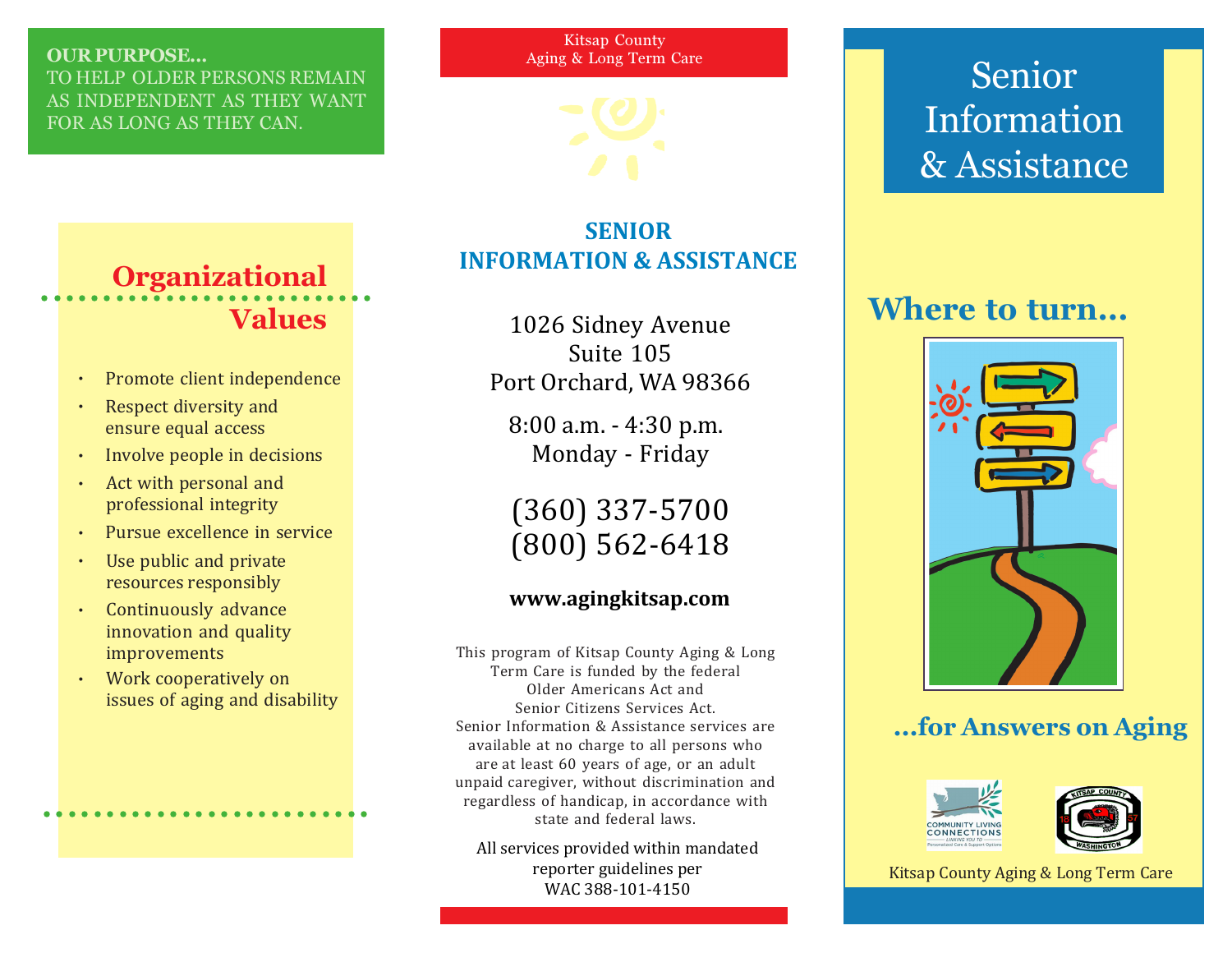**OUR PURPOSE…**
TO HELP OLDER PERSONS REMAIN AS INDEPENDENT AS THEY WANT FOR AS LONG AS THEY CAN.

## Organizational Values

- Promote client independence
- Respect diversity and ensure equal access
- Involve people in decisions
- Act with personal and professional integrity
- Pursue excellence in service
- Use public and private resources responsibly
- Continuously advance innovation and quality improvements
- Work cooperatively on issues of aging and disability

Kitsap County
Aging & Long Term Care

## SENIOR INFORMATION & ASSISTANCE

1026 Sidney Avenue
Suite 105
Port Orchard, WA 98366

8:00 a.m. - 4:30 p.m.
Monday - Friday

(360) 337-5700
(800) 562-6418

**www.agingkitsap.com**

This program of Kitsap County Aging & Long Term Care is funded by the federal Older Americans Act and Senior Citizens Services Act. Senior Information & Assistance services are available at no charge to all persons who are at least 60 years of age, or an adult unpaid caregiver, without discrimination and regardless of handicap, in accordance with state and federal laws.

All services provided within mandated reporter guidelines per WAC 388-101-4150

# Senior Information & Assistance

## Where to turn…

## …for Answers on Aging

Community Living Connections — Linking you to Personalized Care & Support Options

Kitsap County Washington 1857

Kitsap County Aging & Long Term Care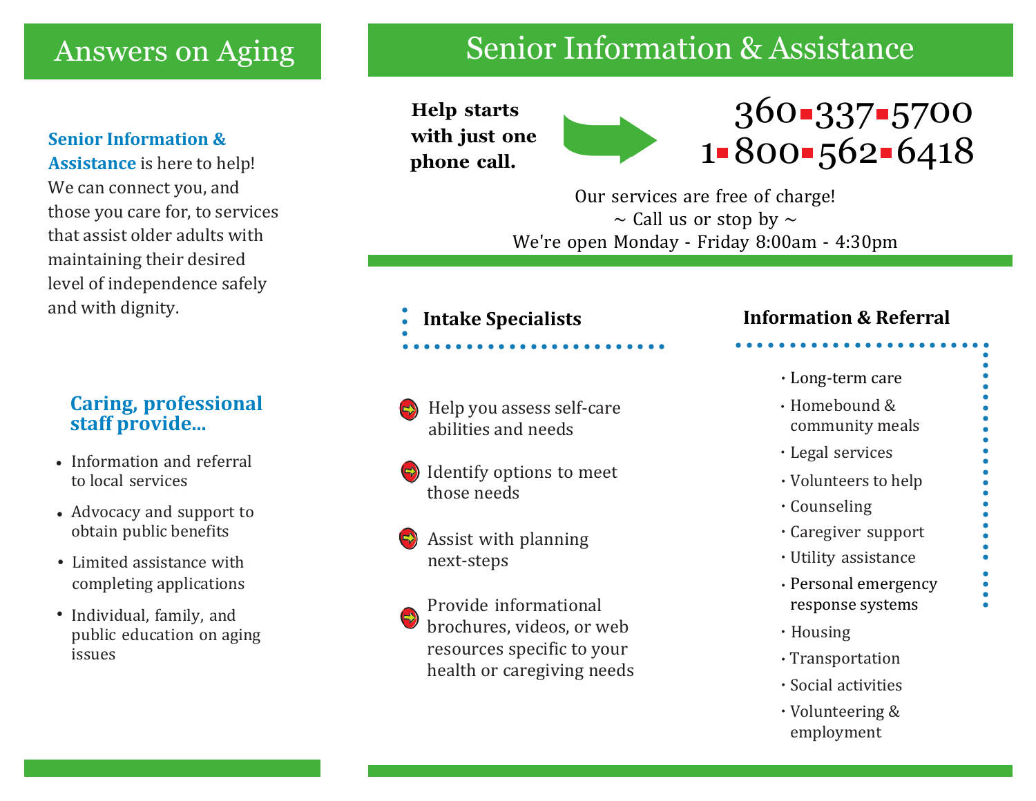# Answers on Aging

**Senior Information & Assistance** is here to help! We can connect you, and those you care for, to services that assist older adults with maintaining their desired level of independence safely and with dignity.

### Caring, professional staff provide...

- Information and referral to local services
- Advocacy and support to obtain public benefits
- Limited assistance with completing applications
- Individual, family, and public education on aging issues

# Senior Information & Assistance

**Help starts with just one phone call.**

360-337-5700
1-800-562-6418

Our services are free of charge!
~ Call us or stop by ~
We're open Monday - Friday 8:00am - 4:30pm

### Intake Specialists

- Help you assess self-care abilities and needs
- Identify options to meet those needs
- Assist with planning next-steps
- Provide informational brochures, videos, or web resources specific to your health or caregiving needs

### Information & Referral

- Long-term care
- Homebound & community meals
- Legal services
- Volunteers to help
- Counseling
- Caregiver support
- Utility assistance
- Personal emergency response systems
- Housing
- Transportation
- Social activities
- Volunteering & employment